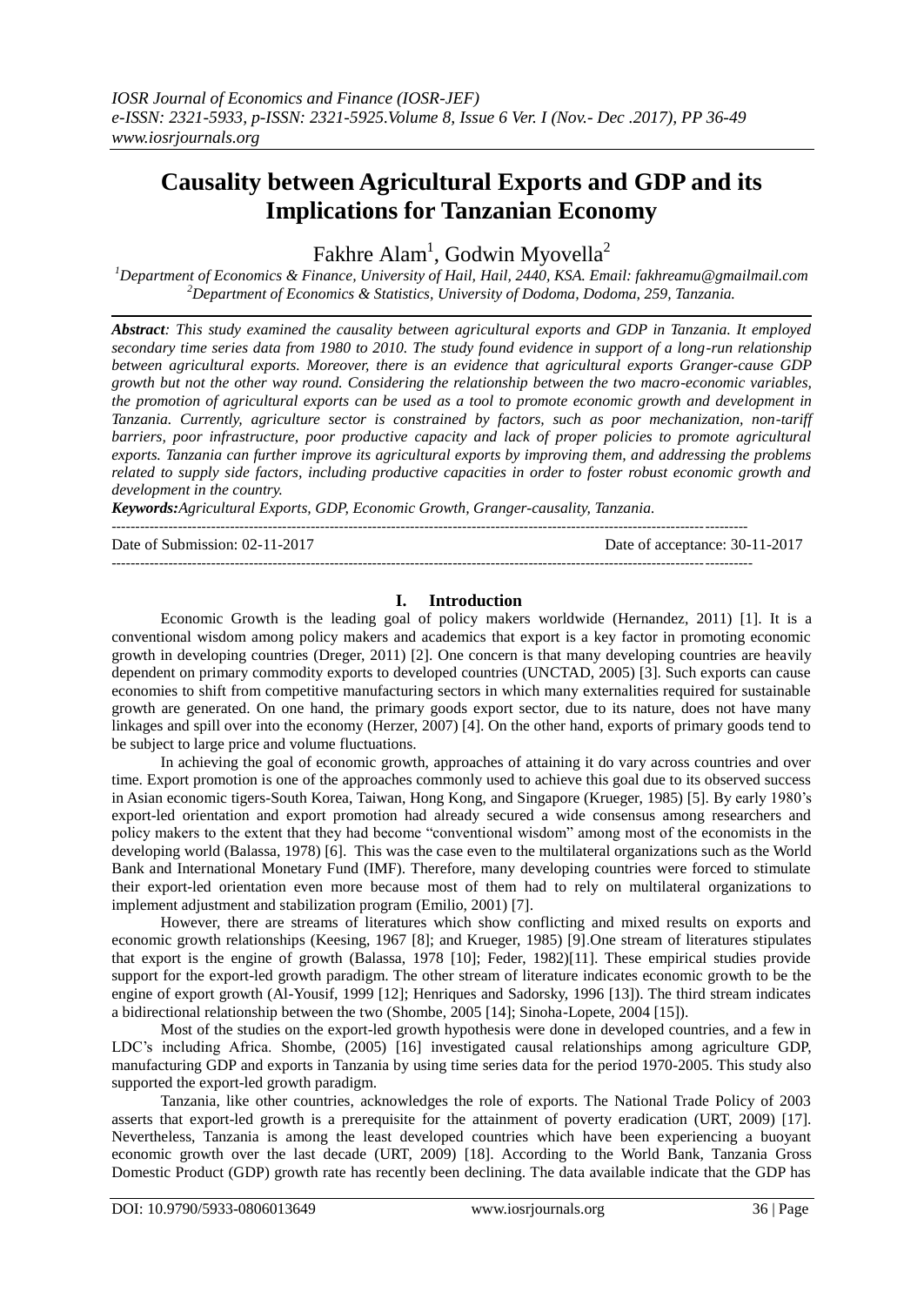# Causality between Agricultural Exports and GDP and its Implications for Tanzanian Economy

Fakhre Alam[1], Godwin Myovella[2]

[1]*Department of Economics & Finance, University of Hail, Hail, 2440, KSA. Email: fakhreamu@gmailmail.com*
[2]*Department of Economics & Statistics, University of Dodoma, Dodoma, 259, Tanzania.*

***Abstract**: This study examined the causality between agricultural exports and GDP in Tanzania. It employed secondary time series data from 1980 to 2010. The study found evidence in support of a long-run relationship between agricultural exports. Moreover, there is an evidence that agricultural exports Granger-cause GDP growth but not the other way round. Considering the relationship between the two macro-economic variables, the promotion of agricultural exports can be used as a tool to promote economic growth and development in Tanzania. Currently, agriculture sector is constrained by factors, such as poor mechanization, non-tariff barriers, poor infrastructure, poor productive capacity and lack of proper policies to promote agricultural exports. Tanzania can further improve its agricultural exports by improving them, and addressing the problems related to supply side factors, including productive capacities in order to foster robust economic growth and development in the country.*

***Keywords:**Agricultural Exports, GDP, Economic Growth, Granger-causality, Tanzania.*

Date of Submission: 02-11-2017 Date of acceptance: 30-11-2017

## I. Introduction

Economic Growth is the leading goal of policy makers worldwide (Hernandez, 2011) [1]. It is a conventional wisdom among policy makers and academics that export is a key factor in promoting economic growth in developing countries (Dreger, 2011) [2]. One concern is that many developing countries are heavily dependent on primary commodity exports to developed countries (UNCTAD, 2005) [3]. Such exports can cause economies to shift from competitive manufacturing sectors in which many externalities required for sustainable growth are generated. On one hand, the primary goods export sector, due to its nature, does not have many linkages and spill over into the economy (Herzer, 2007) [4]. On the other hand, exports of primary goods tend to be subject to large price and volume fluctuations.

In achieving the goal of economic growth, approaches of attaining it do vary across countries and over time. Export promotion is one of the approaches commonly used to achieve this goal due to its observed success in Asian economic tigers-South Korea, Taiwan, Hong Kong, and Singapore (Krueger, 1985) [5]. By early 1980's export-led orientation and export promotion had already secured a wide consensus among researchers and policy makers to the extent that they had become "conventional wisdom" among most of the economists in the developing world (Balassa, 1978) [6]. This was the case even to the multilateral organizations such as the World Bank and International Monetary Fund (IMF). Therefore, many developing countries were forced to stimulate their export-led orientation even more because most of them had to rely on multilateral organizations to implement adjustment and stabilization program (Emilio, 2001) [7].

However, there are streams of literatures which show conflicting and mixed results on exports and economic growth relationships (Keesing, 1967 [8]; and Krueger, 1985) [9].One stream of literatures stipulates that export is the engine of growth (Balassa, 1978 [10]; Feder, 1982)[11]. These empirical studies provide support for the export-led growth paradigm. The other stream of literature indicates economic growth to be the engine of export growth (Al-Yousif, 1999 [12]; Henriques and Sadorsky, 1996 [13]). The third stream indicates a bidirectional relationship between the two (Shombe, 2005 [14]; Sinoha-Lopete, 2004 [15]).

Most of the studies on the export-led growth hypothesis were done in developed countries, and a few in LDC's including Africa. Shombe, (2005) [16] investigated causal relationships among agriculture GDP, manufacturing GDP and exports in Tanzania by using time series data for the period 1970-2005. This study also supported the export-led growth paradigm.

Tanzania, like other countries, acknowledges the role of exports. The National Trade Policy of 2003 asserts that export-led growth is a prerequisite for the attainment of poverty eradication (URT, 2009) [17]. Nevertheless, Tanzania is among the least developed countries which have been experiencing a buoyant economic growth over the last decade (URT, 2009) [18]. According to the World Bank, Tanzania Gross Domestic Product (GDP) growth rate has recently been declining. The data available indicate that the GDP has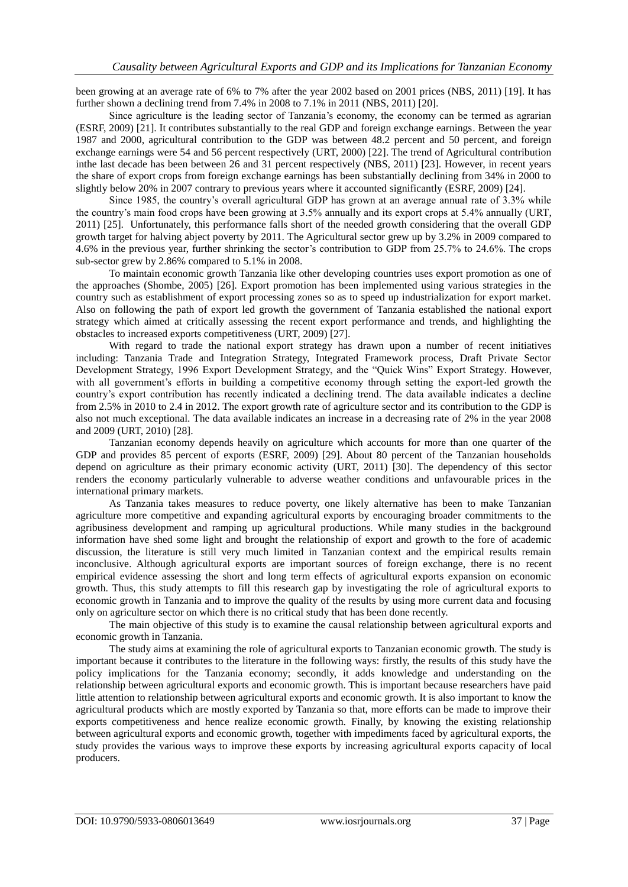been growing at an average rate of 6% to 7% after the year 2002 based on 2001 prices (NBS, 2011) [19]. It has further shown a declining trend from 7.4% in 2008 to 7.1% in 2011 (NBS, 2011) [20].

Since agriculture is the leading sector of Tanzania's economy, the economy can be termed as agrarian (ESRF, 2009) [21]. It contributes substantially to the real GDP and foreign exchange earnings. Between the year 1987 and 2000, agricultural contribution to the GDP was between 48.2 percent and 50 percent, and foreign exchange earnings were 54 and 56 percent respectively (URT, 2000) [22]. The trend of Agricultural contribution inthe last decade has been between 26 and 31 percent respectively (NBS, 2011) [23]. However, in recent years the share of export crops from foreign exchange earnings has been substantially declining from 34% in 2000 to slightly below 20% in 2007 contrary to previous years where it accounted significantly (ESRF, 2009) [24].

Since 1985, the country's overall agricultural GDP has grown at an average annual rate of 3.3% while the country's main food crops have been growing at 3.5% annually and its export crops at 5.4% annually (URT, 2011) [25]. Unfortunately, this performance falls short of the needed growth considering that the overall GDP growth target for halving abject poverty by 2011. The Agricultural sector grew up by 3.2% in 2009 compared to 4.6% in the previous year, further shrinking the sector's contribution to GDP from 25.7% to 24.6%. The crops sub-sector grew by 2.86% compared to 5.1% in 2008.

To maintain economic growth Tanzania like other developing countries uses export promotion as one of the approaches (Shombe, 2005) [26]. Export promotion has been implemented using various strategies in the country such as establishment of export processing zones so as to speed up industrialization for export market. Also on following the path of export led growth the government of Tanzania established the national export strategy which aimed at critically assessing the recent export performance and trends, and highlighting the obstacles to increased exports competitiveness (URT, 2009) [27].

With regard to trade the national export strategy has drawn upon a number of recent initiatives including: Tanzania Trade and Integration Strategy, Integrated Framework process, Draft Private Sector Development Strategy, 1996 Export Development Strategy, and the "Quick Wins" Export Strategy. However, with all government's efforts in building a competitive economy through setting the export-led growth the country's export contribution has recently indicated a declining trend. The data available indicates a decline from 2.5% in 2010 to 2.4 in 2012. The export growth rate of agriculture sector and its contribution to the GDP is also not much exceptional. The data available indicates an increase in a decreasing rate of 2% in the year 2008 and 2009 (URT, 2010) [28].

Tanzanian economy depends heavily on agriculture which accounts for more than one quarter of the GDP and provides 85 percent of exports (ESRF, 2009) [29]. About 80 percent of the Tanzanian households depend on agriculture as their primary economic activity (URT, 2011) [30]. The dependency of this sector renders the economy particularly vulnerable to adverse weather conditions and unfavourable prices in the international primary markets.

As Tanzania takes measures to reduce poverty, one likely alternative has been to make Tanzanian agriculture more competitive and expanding agricultural exports by encouraging broader commitments to the agribusiness development and ramping up agricultural productions. While many studies in the background information have shed some light and brought the relationship of export and growth to the fore of academic discussion, the literature is still very much limited in Tanzanian context and the empirical results remain inconclusive. Although agricultural exports are important sources of foreign exchange, there is no recent empirical evidence assessing the short and long term effects of agricultural exports expansion on economic growth. Thus, this study attempts to fill this research gap by investigating the role of agricultural exports to economic growth in Tanzania and to improve the quality of the results by using more current data and focusing only on agriculture sector on which there is no critical study that has been done recently.

The main objective of this study is to examine the causal relationship between agricultural exports and economic growth in Tanzania.

The study aims at examining the role of agricultural exports to Tanzanian economic growth. The study is important because it contributes to the literature in the following ways: firstly, the results of this study have the policy implications for the Tanzania economy; secondly, it adds knowledge and understanding on the relationship between agricultural exports and economic growth. This is important because researchers have paid little attention to relationship between agricultural exports and economic growth. It is also important to know the agricultural products which are mostly exported by Tanzania so that, more efforts can be made to improve their exports competitiveness and hence realize economic growth. Finally, by knowing the existing relationship between agricultural exports and economic growth, together with impediments faced by agricultural exports, the study provides the various ways to improve these exports by increasing agricultural exports capacity of local producers.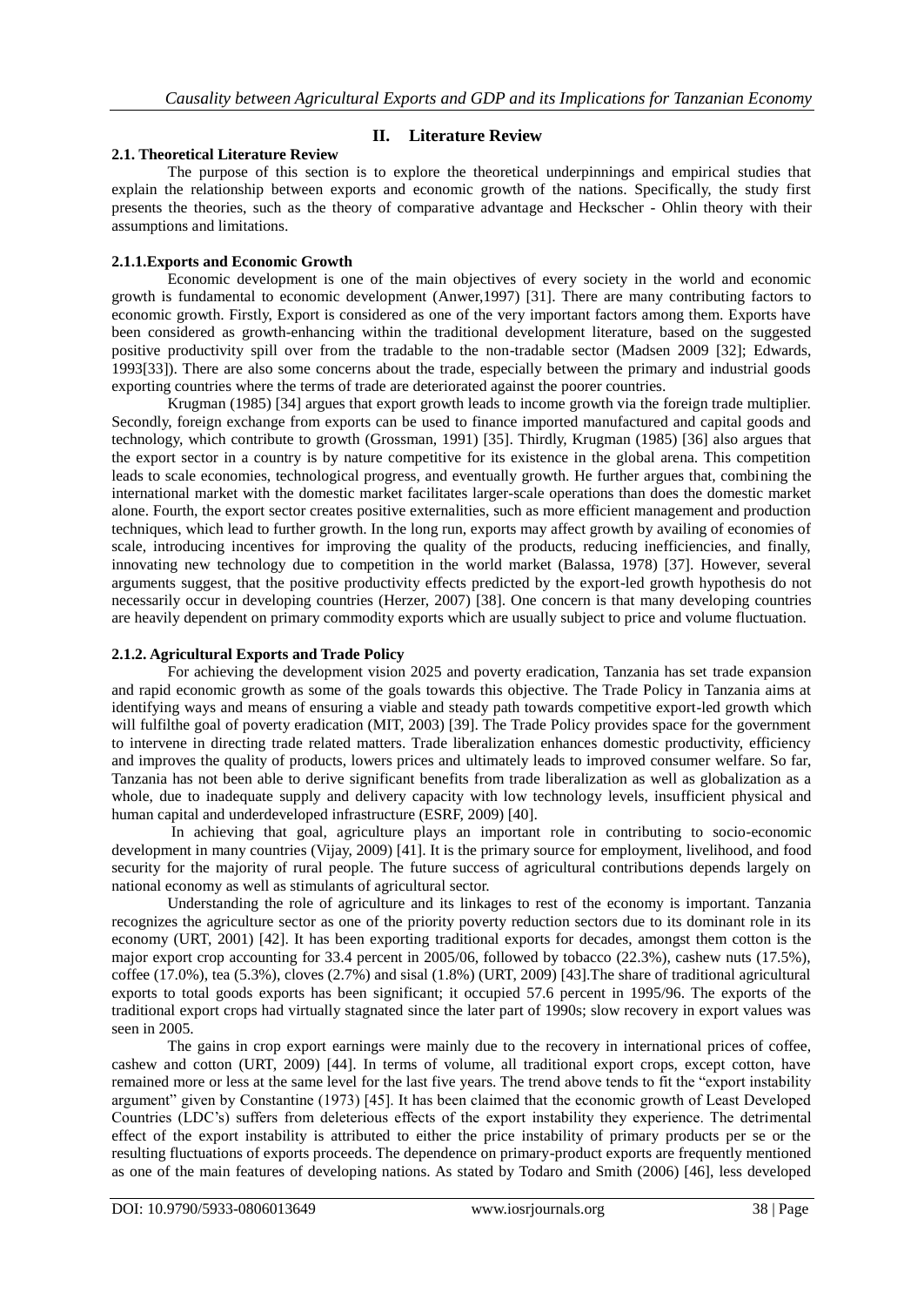## II. Literature Review

### 2.1. Theoretical Literature Review

The purpose of this section is to explore the theoretical underpinnings and empirical studies that explain the relationship between exports and economic growth of the nations. Specifically, the study first presents the theories, such as the theory of comparative advantage and Heckscher - Ohlin theory with their assumptions and limitations.

#### 2.1.1.Exports and Economic Growth

Economic development is one of the main objectives of every society in the world and economic growth is fundamental to economic development (Anwer,1997) [31]. There are many contributing factors to economic growth. Firstly, Export is considered as one of the very important factors among them. Exports have been considered as growth-enhancing within the traditional development literature, based on the suggested positive productivity spill over from the tradable to the non-tradable sector (Madsen 2009 [32]; Edwards, 1993[33]). There are also some concerns about the trade, especially between the primary and industrial goods exporting countries where the terms of trade are deteriorated against the poorer countries.

Krugman (1985) [34] argues that export growth leads to income growth via the foreign trade multiplier. Secondly, foreign exchange from exports can be used to finance imported manufactured and capital goods and technology, which contribute to growth (Grossman, 1991) [35]. Thirdly, Krugman (1985) [36] also argues that the export sector in a country is by nature competitive for its existence in the global arena. This competition leads to scale economies, technological progress, and eventually growth. He further argues that, combining the international market with the domestic market facilitates larger-scale operations than does the domestic market alone. Fourth, the export sector creates positive externalities, such as more efficient management and production techniques, which lead to further growth. In the long run, exports may affect growth by availing of economies of scale, introducing incentives for improving the quality of the products, reducing inefficiencies, and finally, innovating new technology due to competition in the world market (Balassa, 1978) [37]. However, several arguments suggest, that the positive productivity effects predicted by the export-led growth hypothesis do not necessarily occur in developing countries (Herzer, 2007) [38]. One concern is that many developing countries are heavily dependent on primary commodity exports which are usually subject to price and volume fluctuation.

#### 2.1.2. Agricultural Exports and Trade Policy

For achieving the development vision 2025 and poverty eradication, Tanzania has set trade expansion and rapid economic growth as some of the goals towards this objective. The Trade Policy in Tanzania aims at identifying ways and means of ensuring a viable and steady path towards competitive export-led growth which will fulfilthe goal of poverty eradication (MIT, 2003) [39]. The Trade Policy provides space for the government to intervene in directing trade related matters. Trade liberalization enhances domestic productivity, efficiency and improves the quality of products, lowers prices and ultimately leads to improved consumer welfare. So far, Tanzania has not been able to derive significant benefits from trade liberalization as well as globalization as a whole, due to inadequate supply and delivery capacity with low technology levels, insufficient physical and human capital and underdeveloped infrastructure (ESRF, 2009) [40].

In achieving that goal, agriculture plays an important role in contributing to socio-economic development in many countries (Vijay, 2009) [41]. It is the primary source for employment, livelihood, and food security for the majority of rural people. The future success of agricultural contributions depends largely on national economy as well as stimulants of agricultural sector.

Understanding the role of agriculture and its linkages to rest of the economy is important. Tanzania recognizes the agriculture sector as one of the priority poverty reduction sectors due to its dominant role in its economy (URT, 2001) [42]. It has been exporting traditional exports for decades, amongst them cotton is the major export crop accounting for 33.4 percent in 2005/06, followed by tobacco (22.3%), cashew nuts (17.5%), coffee (17.0%), tea (5.3%), cloves (2.7%) and sisal (1.8%) (URT, 2009) [43].The share of traditional agricultural exports to total goods exports has been significant; it occupied 57.6 percent in 1995/96. The exports of the traditional export crops had virtually stagnated since the later part of 1990s; slow recovery in export values was seen in 2005.

The gains in crop export earnings were mainly due to the recovery in international prices of coffee, cashew and cotton (URT, 2009) [44]. In terms of volume, all traditional export crops, except cotton, have remained more or less at the same level for the last five years. The trend above tends to fit the "export instability argument" given by Constantine (1973) [45]. It has been claimed that the economic growth of Least Developed Countries (LDC's) suffers from deleterious effects of the export instability they experience. The detrimental effect of the export instability is attributed to either the price instability of primary products per se or the resulting fluctuations of exports proceeds. The dependence on primary-product exports are frequently mentioned as one of the main features of developing nations. As stated by Todaro and Smith (2006) [46], less developed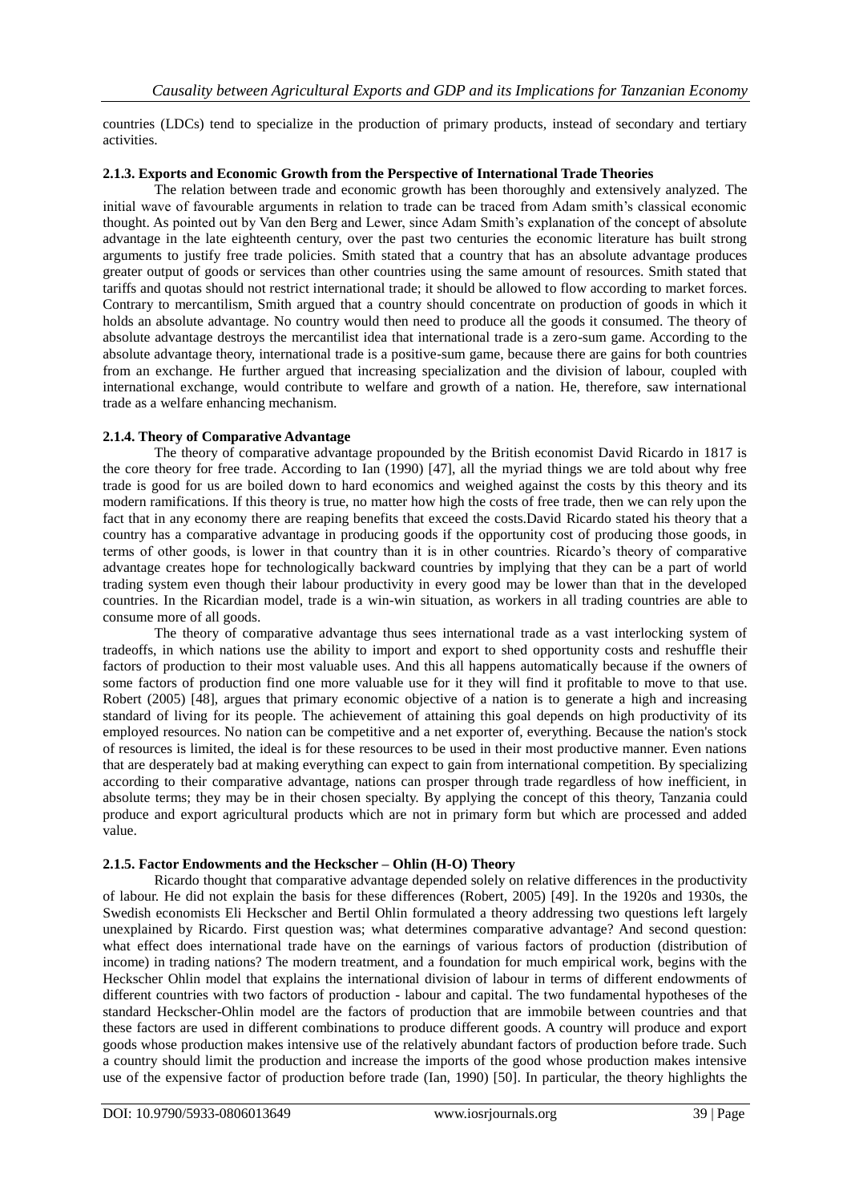countries (LDCs) tend to specialize in the production of primary products, instead of secondary and tertiary activities.

### 2.1.3. Exports and Economic Growth from the Perspective of International Trade Theories

The relation between trade and economic growth has been thoroughly and extensively analyzed. The initial wave of favourable arguments in relation to trade can be traced from Adam smith's classical economic thought. As pointed out by Van den Berg and Lewer, since Adam Smith's explanation of the concept of absolute advantage in the late eighteenth century, over the past two centuries the economic literature has built strong arguments to justify free trade policies. Smith stated that a country that has an absolute advantage produces greater output of goods or services than other countries using the same amount of resources. Smith stated that tariffs and quotas should not restrict international trade; it should be allowed to flow according to market forces. Contrary to mercantilism, Smith argued that a country should concentrate on production of goods in which it holds an absolute advantage. No country would then need to produce all the goods it consumed. The theory of absolute advantage destroys the mercantilist idea that international trade is a zero-sum game. According to the absolute advantage theory, international trade is a positive-sum game, because there are gains for both countries from an exchange. He further argued that increasing specialization and the division of labour, coupled with international exchange, would contribute to welfare and growth of a nation. He, therefore, saw international trade as a welfare enhancing mechanism.

### 2.1.4. Theory of Comparative Advantage

The theory of comparative advantage propounded by the British economist David Ricardo in 1817 is the core theory for free trade. According to Ian (1990) [47], all the myriad things we are told about why free trade is good for us are boiled down to hard economics and weighed against the costs by this theory and its modern ramifications. If this theory is true, no matter how high the costs of free trade, then we can rely upon the fact that in any economy there are reaping benefits that exceed the costs.David Ricardo stated his theory that a country has a comparative advantage in producing goods if the opportunity cost of producing those goods, in terms of other goods, is lower in that country than it is in other countries. Ricardo's theory of comparative advantage creates hope for technologically backward countries by implying that they can be a part of world trading system even though their labour productivity in every good may be lower than that in the developed countries. In the Ricardian model, trade is a win-win situation, as workers in all trading countries are able to consume more of all goods.

The theory of comparative advantage thus sees international trade as a vast interlocking system of tradeoffs, in which nations use the ability to import and export to shed opportunity costs and reshuffle their factors of production to their most valuable uses. And this all happens automatically because if the owners of some factors of production find one more valuable use for it they will find it profitable to move to that use. Robert (2005) [48], argues that primary economic objective of a nation is to generate a high and increasing standard of living for its people. The achievement of attaining this goal depends on high productivity of its employed resources. No nation can be competitive and a net exporter of, everything. Because the nation's stock of resources is limited, the ideal is for these resources to be used in their most productive manner. Even nations that are desperately bad at making everything can expect to gain from international competition. By specializing according to their comparative advantage, nations can prosper through trade regardless of how inefficient, in absolute terms; they may be in their chosen specialty. By applying the concept of this theory, Tanzania could produce and export agricultural products which are not in primary form but which are processed and added value.

### 2.1.5. Factor Endowments and the Heckscher – Ohlin (H-O) Theory

Ricardo thought that comparative advantage depended solely on relative differences in the productivity of labour. He did not explain the basis for these differences (Robert, 2005) [49]. In the 1920s and 1930s, the Swedish economists Eli Heckscher and Bertil Ohlin formulated a theory addressing two questions left largely unexplained by Ricardo. First question was; what determines comparative advantage? And second question: what effect does international trade have on the earnings of various factors of production (distribution of income) in trading nations? The modern treatment, and a foundation for much empirical work, begins with the Heckscher Ohlin model that explains the international division of labour in terms of different endowments of different countries with two factors of production - labour and capital. The two fundamental hypotheses of the standard Heckscher-Ohlin model are the factors of production that are immobile between countries and that these factors are used in different combinations to produce different goods. A country will produce and export goods whose production makes intensive use of the relatively abundant factors of production before trade. Such a country should limit the production and increase the imports of the good whose production makes intensive use of the expensive factor of production before trade (Ian, 1990) [50]. In particular, the theory highlights the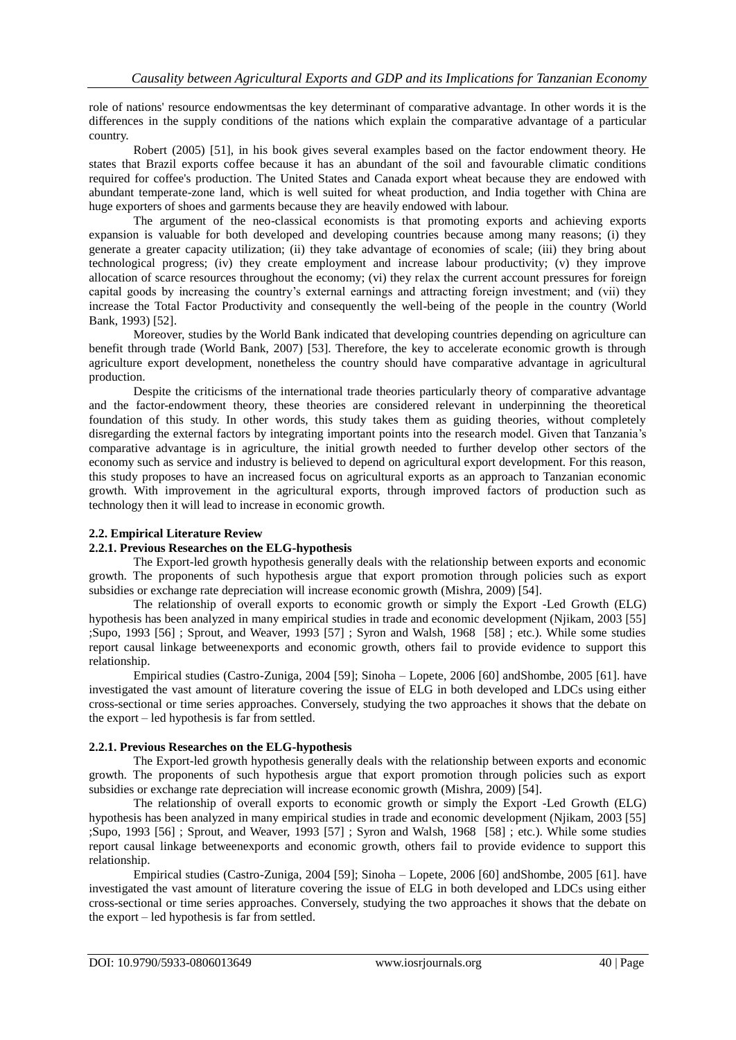role of nations' resource endowmentsas the key determinant of comparative advantage. In other words it is the differences in the supply conditions of the nations which explain the comparative advantage of a particular country.

Robert (2005) [51], in his book gives several examples based on the factor endowment theory. He states that Brazil exports coffee because it has an abundant of the soil and favourable climatic conditions required for coffee's production. The United States and Canada export wheat because they are endowed with abundant temperate-zone land, which is well suited for wheat production, and India together with China are huge exporters of shoes and garments because they are heavily endowed with labour.

The argument of the neo-classical economists is that promoting exports and achieving exports expansion is valuable for both developed and developing countries because among many reasons; (i) they generate a greater capacity utilization; (ii) they take advantage of economies of scale; (iii) they bring about technological progress; (iv) they create employment and increase labour productivity; (v) they improve allocation of scarce resources throughout the economy; (vi) they relax the current account pressures for foreign capital goods by increasing the country's external earnings and attracting foreign investment; and (vii) they increase the Total Factor Productivity and consequently the well-being of the people in the country (World Bank, 1993) [52].

Moreover, studies by the World Bank indicated that developing countries depending on agriculture can benefit through trade (World Bank, 2007) [53]. Therefore, the key to accelerate economic growth is through agriculture export development, nonetheless the country should have comparative advantage in agricultural production.

Despite the criticisms of the international trade theories particularly theory of comparative advantage and the factor-endowment theory, these theories are considered relevant in underpinning the theoretical foundation of this study. In other words, this study takes them as guiding theories, without completely disregarding the external factors by integrating important points into the research model. Given that Tanzania's comparative advantage is in agriculture, the initial growth needed to further develop other sectors of the economy such as service and industry is believed to depend on agricultural export development. For this reason, this study proposes to have an increased focus on agricultural exports as an approach to Tanzanian economic growth. With improvement in the agricultural exports, through improved factors of production such as technology then it will lead to increase in economic growth.

### 2.2. Empirical Literature Review

#### 2.2.1. Previous Researches on the ELG-hypothesis

The Export-led growth hypothesis generally deals with the relationship between exports and economic growth. The proponents of such hypothesis argue that export promotion through policies such as export subsidies or exchange rate depreciation will increase economic growth (Mishra, 2009) [54].

The relationship of overall exports to economic growth or simply the Export -Led Growth (ELG) hypothesis has been analyzed in many empirical studies in trade and economic development (Njikam, 2003 [55] ;Supo, 1993 [56] ; Sprout, and Weaver, 1993 [57] ; Syron and Walsh, 1968 [58] ; etc.). While some studies report causal linkage betweenexports and economic growth, others fail to provide evidence to support this relationship.

Empirical studies (Castro-Zuniga, 2004 [59]; Sinoha – Lopete, 2006 [60] andShombe, 2005 [61]. have investigated the vast amount of literature covering the issue of ELG in both developed and LDCs using either cross-sectional or time series approaches. Conversely, studying the two approaches it shows that the debate on the export – led hypothesis is far from settled.

#### 2.2.1. Previous Researches on the ELG-hypothesis

The Export-led growth hypothesis generally deals with the relationship between exports and economic growth. The proponents of such hypothesis argue that export promotion through policies such as export subsidies or exchange rate depreciation will increase economic growth (Mishra, 2009) [54].

The relationship of overall exports to economic growth or simply the Export -Led Growth (ELG) hypothesis has been analyzed in many empirical studies in trade and economic development (Njikam, 2003 [55] ;Supo, 1993 [56] ; Sprout, and Weaver, 1993 [57] ; Syron and Walsh, 1968 [58] ; etc.). While some studies report causal linkage betweenexports and economic growth, others fail to provide evidence to support this relationship.

Empirical studies (Castro-Zuniga, 2004 [59]; Sinoha – Lopete, 2006 [60] andShombe, 2005 [61]. have investigated the vast amount of literature covering the issue of ELG in both developed and LDCs using either cross-sectional or time series approaches. Conversely, studying the two approaches it shows that the debate on the export – led hypothesis is far from settled.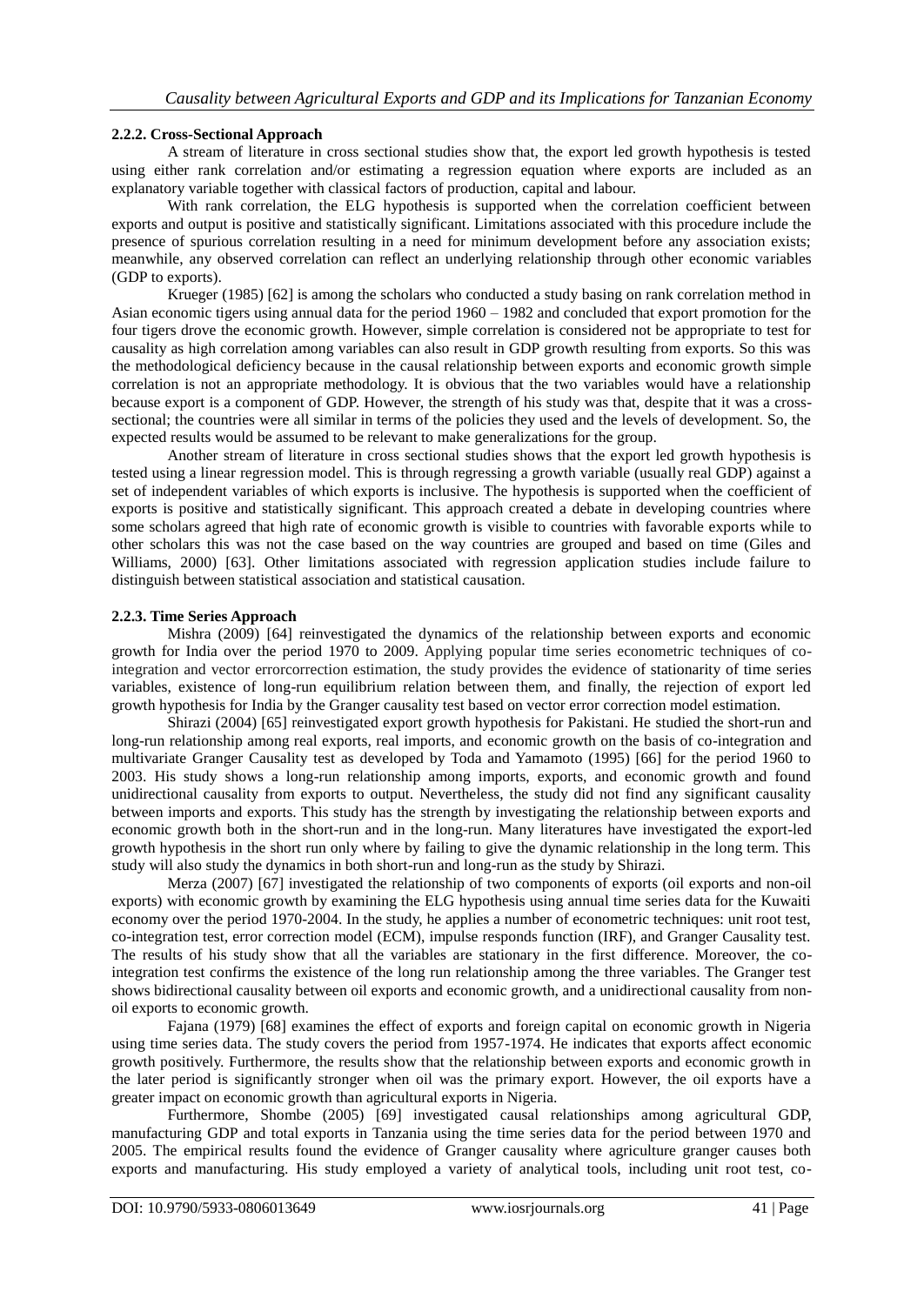### 2.2.2. Cross-Sectional Approach

A stream of literature in cross sectional studies show that, the export led growth hypothesis is tested using either rank correlation and/or estimating a regression equation where exports are included as an explanatory variable together with classical factors of production, capital and labour.

With rank correlation, the ELG hypothesis is supported when the correlation coefficient between exports and output is positive and statistically significant. Limitations associated with this procedure include the presence of spurious correlation resulting in a need for minimum development before any association exists; meanwhile, any observed correlation can reflect an underlying relationship through other economic variables (GDP to exports).

Krueger (1985) [62] is among the scholars who conducted a study basing on rank correlation method in Asian economic tigers using annual data for the period 1960 – 1982 and concluded that export promotion for the four tigers drove the economic growth. However, simple correlation is considered not be appropriate to test for causality as high correlation among variables can also result in GDP growth resulting from exports. So this was the methodological deficiency because in the causal relationship between exports and economic growth simple correlation is not an appropriate methodology. It is obvious that the two variables would have a relationship because export is a component of GDP. However, the strength of his study was that, despite that it was a cross-sectional; the countries were all similar in terms of the policies they used and the levels of development. So, the expected results would be assumed to be relevant to make generalizations for the group.

Another stream of literature in cross sectional studies shows that the export led growth hypothesis is tested using a linear regression model. This is through regressing a growth variable (usually real GDP) against a set of independent variables of which exports is inclusive. The hypothesis is supported when the coefficient of exports is positive and statistically significant. This approach created a debate in developing countries where some scholars agreed that high rate of economic growth is visible to countries with favorable exports while to other scholars this was not the case based on the way countries are grouped and based on time (Giles and Williams, 2000) [63]. Other limitations associated with regression application studies include failure to distinguish between statistical association and statistical causation.

### 2.2.3. Time Series Approach

Mishra (2009) [64] reinvestigated the dynamics of the relationship between exports and economic growth for India over the period 1970 to 2009. Applying popular time series econometric techniques of co-integration and vector errorcorrection estimation, the study provides the evidence of stationarity of time series variables, existence of long-run equilibrium relation between them, and finally, the rejection of export led growth hypothesis for India by the Granger causality test based on vector error correction model estimation.

Shirazi (2004) [65] reinvestigated export growth hypothesis for Pakistani. He studied the short-run and long-run relationship among real exports, real imports, and economic growth on the basis of co-integration and multivariate Granger Causality test as developed by Toda and Yamamoto (1995) [66] for the period 1960 to 2003. His study shows a long-run relationship among imports, exports, and economic growth and found unidirectional causality from exports to output. Nevertheless, the study did not find any significant causality between imports and exports. This study has the strength by investigating the relationship between exports and economic growth both in the short-run and in the long-run. Many literatures have investigated the export-led growth hypothesis in the short run only where by failing to give the dynamic relationship in the long term. This study will also study the dynamics in both short-run and long-run as the study by Shirazi.

Merza (2007) [67] investigated the relationship of two components of exports (oil exports and non-oil exports) with economic growth by examining the ELG hypothesis using annual time series data for the Kuwaiti economy over the period 1970-2004. In the study, he applies a number of econometric techniques: unit root test, co-integration test, error correction model (ECM), impulse responds function (IRF), and Granger Causality test. The results of his study show that all the variables are stationary in the first difference. Moreover, the co-integration test confirms the existence of the long run relationship among the three variables. The Granger test shows bidirectional causality between oil exports and economic growth, and a unidirectional causality from non-oil exports to economic growth.

Fajana (1979) [68] examines the effect of exports and foreign capital on economic growth in Nigeria using time series data. The study covers the period from 1957-1974. He indicates that exports affect economic growth positively. Furthermore, the results show that the relationship between exports and economic growth in the later period is significantly stronger when oil was the primary export. However, the oil exports have a greater impact on economic growth than agricultural exports in Nigeria.

Furthermore, Shombe (2005) [69] investigated causal relationships among agricultural GDP, manufacturing GDP and total exports in Tanzania using the time series data for the period between 1970 and 2005. The empirical results found the evidence of Granger causality where agriculture granger causes both exports and manufacturing. His study employed a variety of analytical tools, including unit root test, co-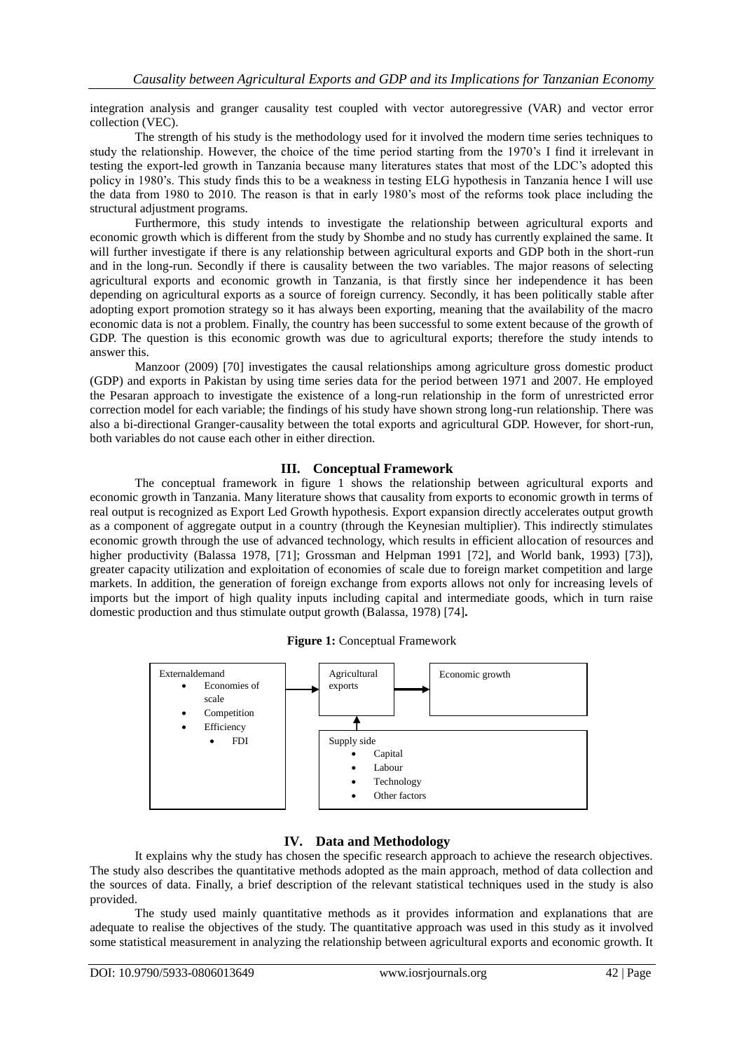integration analysis and granger causality test coupled with vector autoregressive (VAR) and vector error collection (VEC).

The strength of his study is the methodology used for it involved the modern time series techniques to study the relationship. However, the choice of the time period starting from the 1970's I find it irrelevant in testing the export-led growth in Tanzania because many literatures states that most of the LDC's adopted this policy in 1980's. This study finds this to be a weakness in testing ELG hypothesis in Tanzania hence I will use the data from 1980 to 2010. The reason is that in early 1980's most of the reforms took place including the structural adjustment programs.

Furthermore, this study intends to investigate the relationship between agricultural exports and economic growth which is different from the study by Shombe and no study has currently explained the same. It will further investigate if there is any relationship between agricultural exports and GDP both in the short-run and in the long-run. Secondly if there is causality between the two variables. The major reasons of selecting agricultural exports and economic growth in Tanzania, is that firstly since her independence it has been depending on agricultural exports as a source of foreign currency. Secondly, it has been politically stable after adopting export promotion strategy so it has always been exporting, meaning that the availability of the macro economic data is not a problem. Finally, the country has been successful to some extent because of the growth of GDP. The question is this economic growth was due to agricultural exports; therefore the study intends to answer this.

Manzoor (2009) [70] investigates the causal relationships among agriculture gross domestic product (GDP) and exports in Pakistan by using time series data for the period between 1971 and 2007. He employed the Pesaran approach to investigate the existence of a long-run relationship in the form of unrestricted error correction model for each variable; the findings of his study have shown strong long-run relationship. There was also a bi-directional Granger-causality between the total exports and agricultural GDP. However, for short-run, both variables do not cause each other in either direction.

## III. Conceptual Framework

The conceptual framework in figure 1 shows the relationship between agricultural exports and economic growth in Tanzania. Many literature shows that causality from exports to economic growth in terms of real output is recognized as Export Led Growth hypothesis. Export expansion directly accelerates output growth as a component of aggregate output in a country (through the Keynesian multiplier). This indirectly stimulates economic growth through the use of advanced technology, which results in efficient allocation of resources and higher productivity (Balassa 1978, [71]; Grossman and Helpman 1991 [72], and World bank, 1993) [73]), greater capacity utilization and exploitation of economies of scale due to foreign market competition and large markets. In addition, the generation of foreign exchange from exports allows not only for increasing levels of imports but the import of high quality inputs including capital and intermediate goods, which in turn raise domestic production and thus stimulate output growth (Balassa, 1978) [74].

**Figure 1:** Conceptual Framework

Externaldemand
- Economies of scale
- Competition
- Efficiency
- FDI

Agricultural exports

Economic growth

Supply side
- Capital
- Labour
- Technology
- Other factors

## IV. Data and Methodology

It explains why the study has chosen the specific research approach to achieve the research objectives. The study also describes the quantitative methods adopted as the main approach, method of data collection and the sources of data. Finally, a brief description of the relevant statistical techniques used in the study is also provided.

The study used mainly quantitative methods as it provides information and explanations that are adequate to realise the objectives of the study. The quantitative approach was used in this study as it involved some statistical measurement in analyzing the relationship between agricultural exports and economic growth. It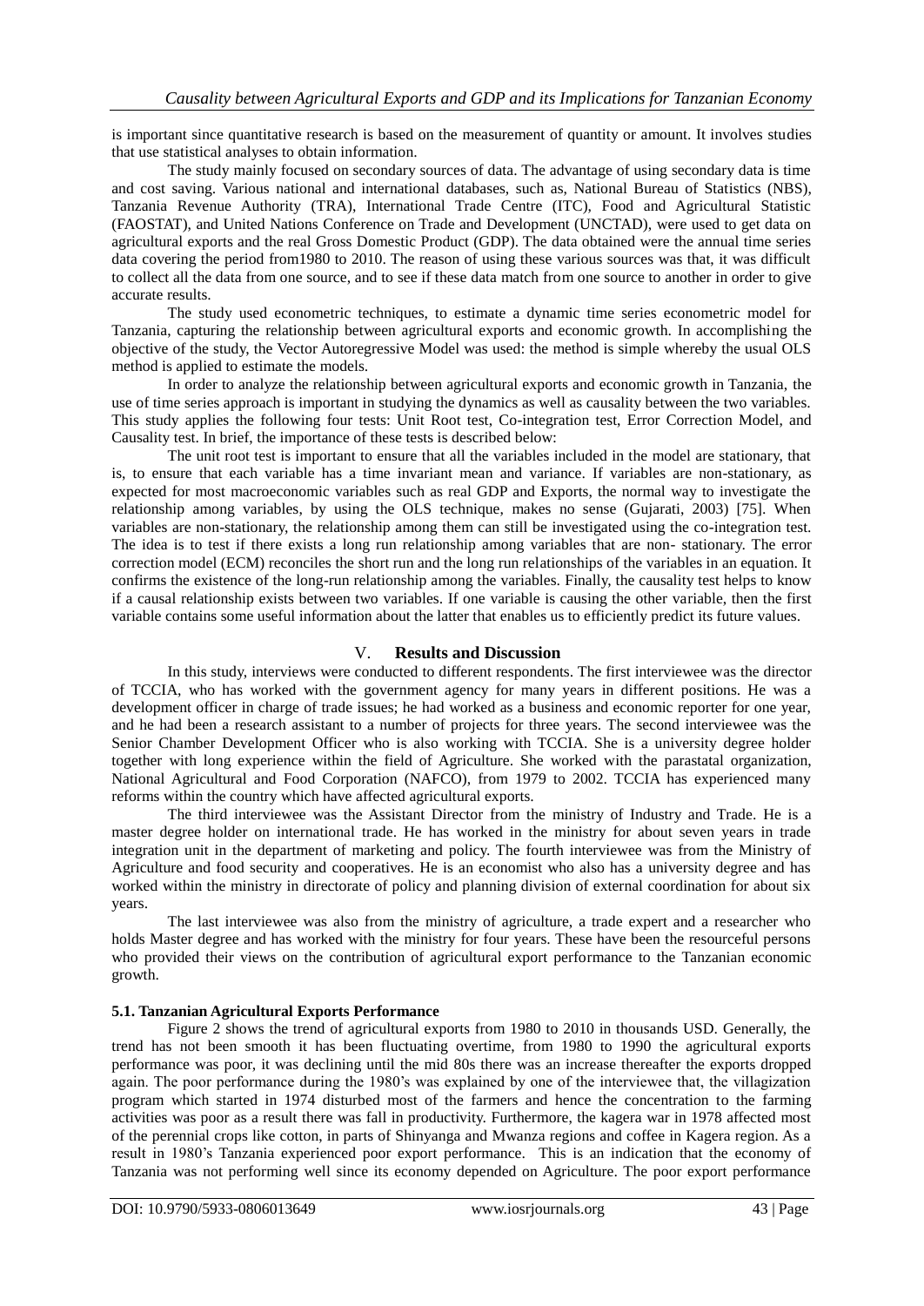is important since quantitative research is based on the measurement of quantity or amount. It involves studies that use statistical analyses to obtain information.

The study mainly focused on secondary sources of data. The advantage of using secondary data is time and cost saving. Various national and international databases, such as, National Bureau of Statistics (NBS), Tanzania Revenue Authority (TRA), International Trade Centre (ITC), Food and Agricultural Statistic (FAOSTAT), and United Nations Conference on Trade and Development (UNCTAD), were used to get data on agricultural exports and the real Gross Domestic Product (GDP). The data obtained were the annual time series data covering the period from1980 to 2010. The reason of using these various sources was that, it was difficult to collect all the data from one source, and to see if these data match from one source to another in order to give accurate results.

The study used econometric techniques, to estimate a dynamic time series econometric model for Tanzania, capturing the relationship between agricultural exports and economic growth. In accomplishing the objective of the study, the Vector Autoregressive Model was used: the method is simple whereby the usual OLS method is applied to estimate the models.

In order to analyze the relationship between agricultural exports and economic growth in Tanzania, the use of time series approach is important in studying the dynamics as well as causality between the two variables. This study applies the following four tests: Unit Root test, Co-integration test, Error Correction Model, and Causality test. In brief, the importance of these tests is described below:

The unit root test is important to ensure that all the variables included in the model are stationary, that is, to ensure that each variable has a time invariant mean and variance. If variables are non-stationary, as expected for most macroeconomic variables such as real GDP and Exports, the normal way to investigate the relationship among variables, by using the OLS technique, makes no sense (Gujarati, 2003) [75]. When variables are non-stationary, the relationship among them can still be investigated using the co-integration test. The idea is to test if there exists a long run relationship among variables that are non- stationary. The error correction model (ECM) reconciles the short run and the long run relationships of the variables in an equation. It confirms the existence of the long-run relationship among the variables. Finally, the causality test helps to know if a causal relationship exists between two variables. If one variable is causing the other variable, then the first variable contains some useful information about the latter that enables us to efficiently predict its future values.

## V. Results and Discussion

In this study, interviews were conducted to different respondents. The first interviewee was the director of TCCIA, who has worked with the government agency for many years in different positions. He was a development officer in charge of trade issues; he had worked as a business and economic reporter for one year, and he had been a research assistant to a number of projects for three years. The second interviewee was the Senior Chamber Development Officer who is also working with TCCIA. She is a university degree holder together with long experience within the field of Agriculture. She worked with the parastatal organization, National Agricultural and Food Corporation (NAFCO), from 1979 to 2002. TCCIA has experienced many reforms within the country which have affected agricultural exports.

The third interviewee was the Assistant Director from the ministry of Industry and Trade. He is a master degree holder on international trade. He has worked in the ministry for about seven years in trade integration unit in the department of marketing and policy. The fourth interviewee was from the Ministry of Agriculture and food security and cooperatives. He is an economist who also has a university degree and has worked within the ministry in directorate of policy and planning division of external coordination for about six years.

The last interviewee was also from the ministry of agriculture, a trade expert and a researcher who holds Master degree and has worked with the ministry for four years. These have been the resourceful persons who provided their views on the contribution of agricultural export performance to the Tanzanian economic growth.

### 5.1. Tanzanian Agricultural Exports Performance

Figure 2 shows the trend of agricultural exports from 1980 to 2010 in thousands USD. Generally, the trend has not been smooth it has been fluctuating overtime, from 1980 to 1990 the agricultural exports performance was poor, it was declining until the mid 80s there was an increase thereafter the exports dropped again. The poor performance during the 1980's was explained by one of the interviewee that, the villagization program which started in 1974 disturbed most of the farmers and hence the concentration to the farming activities was poor as a result there was fall in productivity. Furthermore, the kagera war in 1978 affected most of the perennial crops like cotton, in parts of Shinyanga and Mwanza regions and coffee in Kagera region. As a result in 1980's Tanzania experienced poor export performance. This is an indication that the economy of Tanzania was not performing well since its economy depended on Agriculture. The poor export performance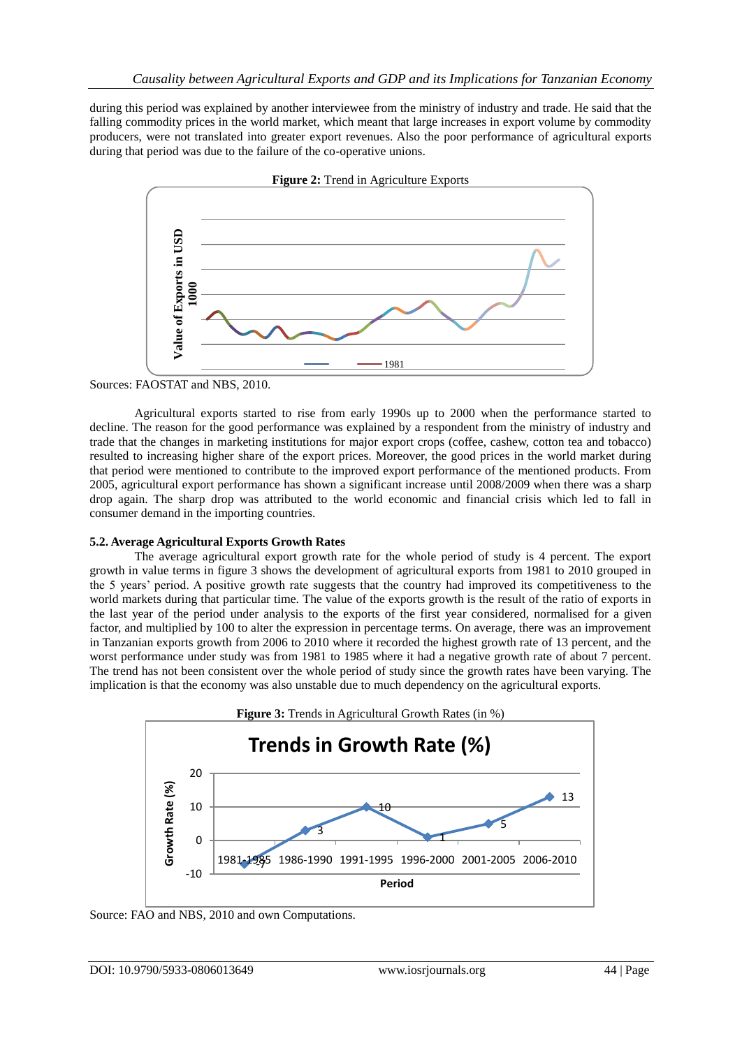during this period was explained by another interviewee from the ministry of industry and trade. He said that the falling commodity prices in the world market, which meant that large increases in export volume by commodity producers, were not translated into greater export revenues. Also the poor performance of agricultural exports during that period was due to the failure of the co-operative unions.

**Figure 2:** Trend in Agriculture Exports

Sources: FAOSTAT and NBS, 2010.

Agricultural exports started to rise from early 1990s up to 2000 when the performance started to decline. The reason for the good performance was explained by a respondent from the ministry of industry and trade that the changes in marketing institutions for major export crops (coffee, cashew, cotton tea and tobacco) resulted to increasing higher share of the export prices. Moreover, the good prices in the world market during that period were mentioned to contribute to the improved export performance of the mentioned products. From 2005, agricultural export performance has shown a significant increase until 2008/2009 when there was a sharp drop again. The sharp drop was attributed to the world economic and financial crisis which led to fall in consumer demand in the importing countries.

### 5.2. Average Agricultural Exports Growth Rates

The average agricultural export growth rate for the whole period of study is 4 percent. The export growth in value terms in figure 3 shows the development of agricultural exports from 1981 to 2010 grouped in the 5 years' period. A positive growth rate suggests that the country had improved its competitiveness to the world markets during that particular time. The value of the exports growth is the result of the ratio of exports in the last year of the period under analysis to the exports of the first year considered, normalised for a given factor, and multiplied by 100 to alter the expression in percentage terms. On average, there was an improvement in Tanzanian exports growth from 2006 to 2010 where it recorded the highest growth rate of 13 percent, and the worst performance under study was from 1981 to 1985 where it had a negative growth rate of about 7 percent. The trend has not been consistent over the whole period of study since the growth rates have been varying. The implication is that the economy was also unstable due to much dependency on the agricultural exports.

**Figure 3:** Trends in Agricultural Growth Rates (in %)

Source: FAO and NBS, 2010 and own Computations.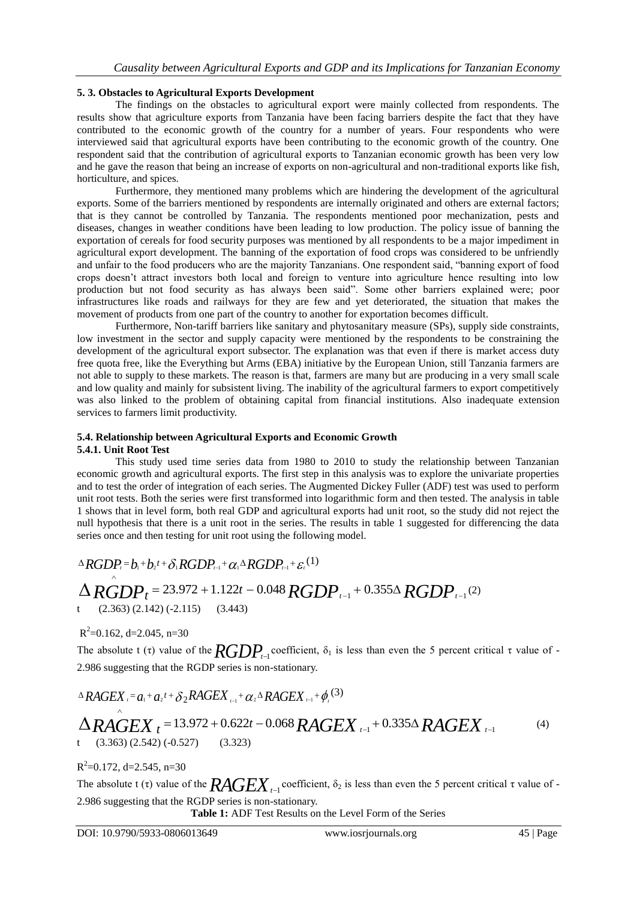### 5. 3. Obstacles to Agricultural Exports Development

The findings on the obstacles to agricultural export were mainly collected from respondents. The results show that agriculture exports from Tanzania have been facing barriers despite the fact that they have contributed to the economic growth of the country for a number of years. Four respondents who were interviewed said that agricultural exports have been contributing to the economic growth of the country. One respondent said that the contribution of agricultural exports to Tanzanian economic growth has been very low and he gave the reason that being an increase of exports on non-agricultural and non-traditional exports like fish, horticulture, and spices.

Furthermore, they mentioned many problems which are hindering the development of the agricultural exports. Some of the barriers mentioned by respondents are internally originated and others are external factors; that is they cannot be controlled by Tanzania. The respondents mentioned poor mechanization, pests and diseases, changes in weather conditions have been leading to low production. The policy issue of banning the exportation of cereals for food security purposes was mentioned by all respondents to be a major impediment in agricultural export development. The banning of the exportation of food crops was considered to be unfriendly and unfair to the food producers who are the majority Tanzanians. One respondent said, "banning export of food crops doesn't attract investors both local and foreign to venture into agriculture hence resulting into low production but not food security as has always been said". Some other barriers explained were; poor infrastructures like roads and railways for they are few and yet deteriorated, the situation that makes the movement of products from one part of the country to another for exportation becomes difficult.

Furthermore, Non-tariff barriers like sanitary and phytosanitary measure (SPs), supply side constraints, low investment in the sector and supply capacity were mentioned by the respondents to be constraining the development of the agricultural export subsector. The explanation was that even if there is market access duty free quota free, like the Everything but Arms (EBA) initiative by the European Union, still Tanzania farmers are not able to supply to these markets. The reason is that, farmers are many but are producing in a very small scale and low quality and mainly for subsistent living. The inability of the agricultural farmers to export competitively was also linked to the problem of obtaining capital from financial institutions. Also inadequate extension services to farmers limit productivity.

### 5.4. Relationship between Agricultural Exports and Economic Growth

#### 5.4.1. Unit Root Test

This study used time series data from 1980 to 2010 to study the relationship between Tanzanian economic growth and agricultural exports. The first step in this analysis was to explore the univariate properties and to test the order of integration of each series. The Augmented Dickey Fuller (ADF) test was used to perform unit root tests. Both the series were first transformed into logarithmic form and then tested. The analysis in table 1 shows that in level form, both real GDP and agricultural exports had unit root, so the study did not reject the null hypothesis that there is a unit root in the series. The results in table 1 suggested for differencing the data series once and then testing for unit root using the following model.

$$\Delta RGDP_t = b_1 + b_2 t + \delta_1 RGDP_{t-1} + \alpha_1 \Delta RGDP_{t-1} + \varepsilon_t \quad (1)$$

$$\Delta \hat{RGDP}_t = 23.972 + 1.122t - 0.048 RGDP_{t-1} + 0.355\Delta RGDP_{t-1} \quad (2)$$

t (2.363) (2.142) (-2.115) (3.443)

$R^2$=0.162, d=2.045, n=30

The absolute t (τ) value of the $RGDP_{t-1}$ coefficient, $\delta_1$ is less than even the 5 percent critical τ value of -2.986 suggesting that the RGDP series is non-stationary.

$$\Delta RAGEX_t = a_1 + a_2 t + \delta_2 RAGEX_{t-1} + \alpha_2 \Delta RAGEX_{t-1} + \phi_t \quad (3)$$

$$\Delta \hat{RAGEX}_t = 13.972 + 0.622t - 0.068 RAGEX_{t-1} + 0.335\Delta RAGEX_{t-1} \quad (4)$$

t (3.363) (2.542) (-0.527) (3.323)

$R^2$=0.172, d=2.545, n=30

The absolute t (τ) value of the $RAGEX_{t-1}$ coefficient, $\delta_2$ is less than even the 5 percent critical τ value of -2.986 suggesting that the RGDP series is non-stationary.

**Table 1:** ADF Test Results on the Level Form of the Series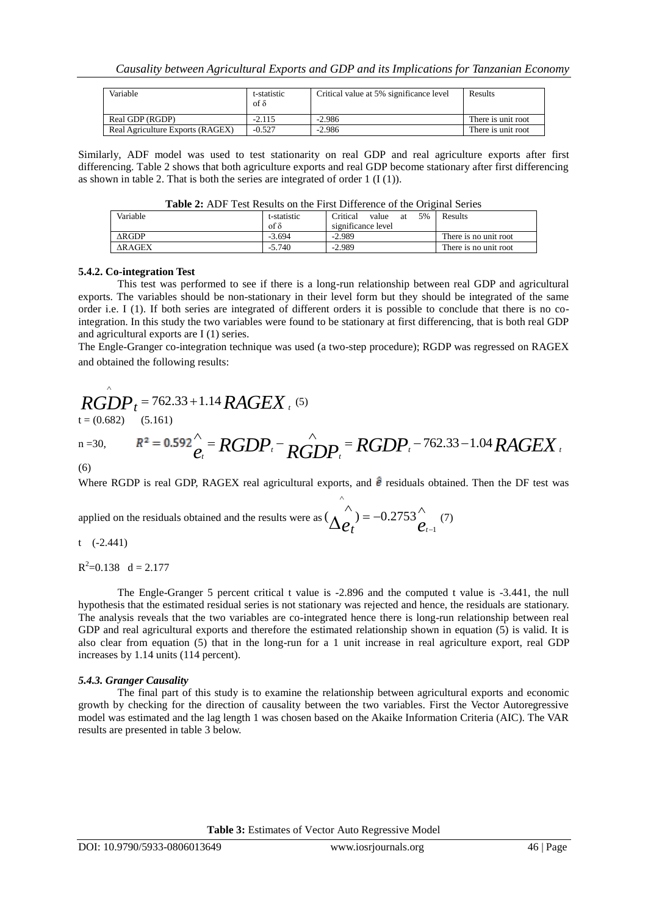| Variable | t-statistic of δ | Critical value at 5% significance level | Results |
|---|---|---|---|
| Real GDP (RGDP) | -2.115 | -2.986 | There is unit root |
| Real Agriculture Exports (RAGEX) | -0.527 | -2.986 | There is unit root |

Similarly, ADF model was used to test stationarity on real GDP and real agriculture exports after first differencing. Table 2 shows that both agriculture exports and real GDP become stationary after first differencing as shown in table 2. That is both the series are integrated of order 1 (I (1)).

**Table 2:** ADF Test Results on the First Difference of the Original Series

| Variable | t-statistic of δ | Critical value at 5% significance level | Results |
|---|---|---|---|
| ΔRGDP | -3.694 | -2.989 | There is no unit root |
| ΔRAGEX | -5.740 | -2.989 | There is no unit root |

#### 5.4.2. Co-integration Test

This test was performed to see if there is a long-run relationship between real GDP and agricultural exports. The variables should be non-stationary in their level form but they should be integrated of the same order i.e. I (1). If both series are integrated of different orders it is possible to conclude that there is no co-integration. In this study the two variables were found to be stationary at first differencing, that is both real GDP and agricultural exports are I (1) series.

The Engle-Granger co-integration technique was used (a two-step procedure); RGDP was regressed on RAGEX and obtained the following results:

$$\hat{RGDP}_t = 762.33 + 1.14 RAGEX_t \quad (5)$$

t = (0.682) (5.161)

n =30, $R^2 = 0.592$ $\hat{e}_t = RGDP_t - \hat{RGDP}_t = RGDP_t - 762.33 - 1.04 RAGEX_t$

(6)

Where RGDP is real GDP, RAGEX real agricultural exports, and $\hat{e}$ residuals obtained. Then the DF test was applied on the residuals obtained and the results were as $(\Delta\hat{e}_t) = -0.2753\hat{e}_{t-1}$ (7)

t (-2.441)

$R^2$=0.138 d = 2.177

The Engle-Granger 5 percent critical t value is -2.896 and the computed t value is -3.441, the null hypothesis that the estimated residual series is not stationary was rejected and hence, the residuals are stationary. The analysis reveals that the two variables are co-integrated hence there is long-run relationship between real GDP and real agricultural exports and therefore the estimated relationship shown in equation (5) is valid. It is also clear from equation (5) that in the long-run for a 1 unit increase in real agriculture export, real GDP increases by 1.14 units (114 percent).

#### *5.4.3. Granger Causality*

The final part of this study is to examine the relationship between agricultural exports and economic growth by checking for the direction of causality between the two variables. First the Vector Autoregressive model was estimated and the lag length 1 was chosen based on the Akaike Information Criteria (AIC). The VAR results are presented in table 3 below.

**Table 3:** Estimates of Vector Auto Regressive Model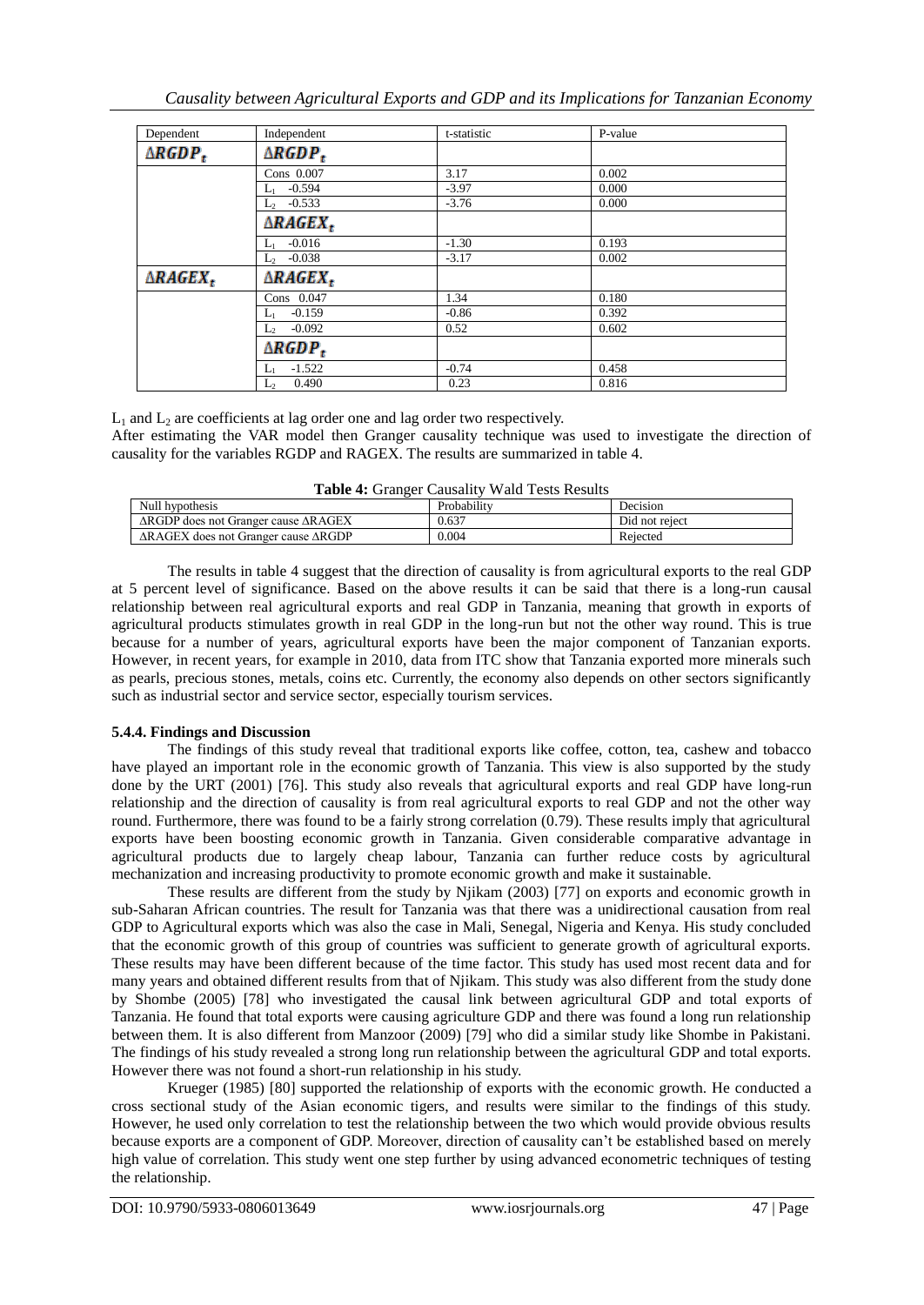| Dependent | Independent | t-statistic | P-value |
|---|---|---|---|
| $\Delta RGDP_t$ | $\Delta RGDP_t$ | | |
| | Cons 0.007 | 3.17 | 0.002 |
| | $L_1$ -0.594 | -3.97 | 0.000 |
| | $L_2$ -0.533 | -3.76 | 0.000 |
| | $\Delta RAGEX_t$ | | |
| | $L_1$ -0.016 | -1.30 | 0.193 |
| | $L_2$ -0.038 | -3.17 | 0.002 |
| $\Delta RAGEX_t$ | $\Delta RAGEX_t$ | | |
| | Cons 0.047 | 1.34 | 0.180 |
| | $L_1$ -0.159 | -0.86 | 0.392 |
| | $L_2$ -0.092 | 0.52 | 0.602 |
| | $\Delta RGDP_t$ | | |
| | $L_1$ -1.522 | -0.74 | 0.458 |
| | $L_2$ 0.490 | 0.23 | 0.816 |

$L_1$ and $L_2$ are coefficients at lag order one and lag order two respectively.

After estimating the VAR model then Granger causality technique was used to investigate the direction of causality for the variables RGDP and RAGEX. The results are summarized in table 4.

**Table 4:** Granger Causality Wald Tests Results

| Null hypothesis | Probability | Decision |
|---|---|---|
| ΔRGDP does not Granger cause ΔRAGEX | 0.637 | Did not reject |
| ΔRAGEX does not Granger cause ΔRGDP | 0.004 | Rejected |

The results in table 4 suggest that the direction of causality is from agricultural exports to the real GDP at 5 percent level of significance. Based on the above results it can be said that there is a long-run causal relationship between real agricultural exports and real GDP in Tanzania, meaning that growth in exports of agricultural products stimulates growth in real GDP in the long-run but not the other way round. This is true because for a number of years, agricultural exports have been the major component of Tanzanian exports. However, in recent years, for example in 2010, data from ITC show that Tanzania exported more minerals such as pearls, precious stones, metals, coins etc. Currently, the economy also depends on other sectors significantly such as industrial sector and service sector, especially tourism services.

#### 5.4.4. Findings and Discussion

The findings of this study reveal that traditional exports like coffee, cotton, tea, cashew and tobacco have played an important role in the economic growth of Tanzania. This view is also supported by the study done by the URT (2001) [76]. This study also reveals that agricultural exports and real GDP have long-run relationship and the direction of causality is from real agricultural exports to real GDP and not the other way round. Furthermore, there was found to be a fairly strong correlation (0.79). These results imply that agricultural exports have been boosting economic growth in Tanzania. Given considerable comparative advantage in agricultural products due to largely cheap labour, Tanzania can further reduce costs by agricultural mechanization and increasing productivity to promote economic growth and make it sustainable.

These results are different from the study by Njikam (2003) [77] on exports and economic growth in sub-Saharan African countries. The result for Tanzania was that there was a unidirectional causation from real GDP to Agricultural exports which was also the case in Mali, Senegal, Nigeria and Kenya. His study concluded that the economic growth of this group of countries was sufficient to generate growth of agricultural exports. These results may have been different because of the time factor. This study has used most recent data and for many years and obtained different results from that of Njikam. This study was also different from the study done by Shombe (2005) [78] who investigated the causal link between agricultural GDP and total exports of Tanzania. He found that total exports were causing agriculture GDP and there was found a long run relationship between them. It is also different from Manzoor (2009) [79] who did a similar study like Shombe in Pakistani. The findings of his study revealed a strong long run relationship between the agricultural GDP and total exports. However there was not found a short-run relationship in his study.

Krueger (1985) [80] supported the relationship of exports with the economic growth. He conducted a cross sectional study of the Asian economic tigers, and results were similar to the findings of this study. However, he used only correlation to test the relationship between the two which would provide obvious results because exports are a component of GDP. Moreover, direction of causality can't be established based on merely high value of correlation. This study went one step further by using advanced econometric techniques of testing the relationship.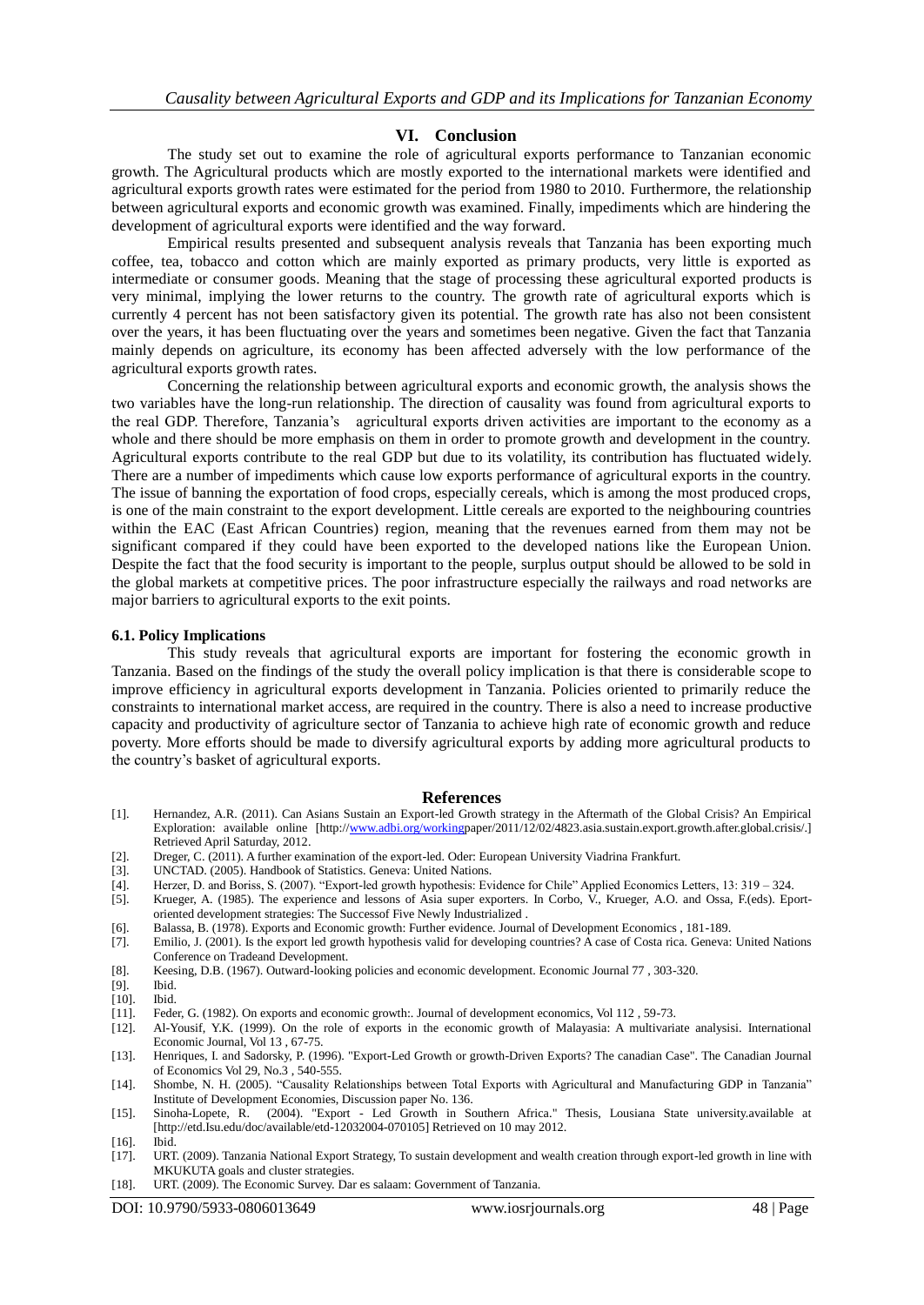## VI. Conclusion

The study set out to examine the role of agricultural exports performance to Tanzanian economic growth. The Agricultural products which are mostly exported to the international markets were identified and agricultural exports growth rates were estimated for the period from 1980 to 2010. Furthermore, the relationship between agricultural exports and economic growth was examined. Finally, impediments which are hindering the development of agricultural exports were identified and the way forward.

Empirical results presented and subsequent analysis reveals that Tanzania has been exporting much coffee, tea, tobacco and cotton which are mainly exported as primary products, very little is exported as intermediate or consumer goods. Meaning that the stage of processing these agricultural exported products is very minimal, implying the lower returns to the country. The growth rate of agricultural exports which is currently 4 percent has not been satisfactory given its potential. The growth rate has also not been consistent over the years, it has been fluctuating over the years and sometimes been negative. Given the fact that Tanzania mainly depends on agriculture, its economy has been affected adversely with the low performance of the agricultural exports growth rates.

Concerning the relationship between agricultural exports and economic growth, the analysis shows the two variables have the long-run relationship. The direction of causality was found from agricultural exports to the real GDP. Therefore, Tanzania's agricultural exports driven activities are important to the economy as a whole and there should be more emphasis on them in order to promote growth and development in the country. Agricultural exports contribute to the real GDP but due to its volatility, its contribution has fluctuated widely. There are a number of impediments which cause low exports performance of agricultural exports in the country. The issue of banning the exportation of food crops, especially cereals, which is among the most produced crops, is one of the main constraint to the export development. Little cereals are exported to the neighbouring countries within the EAC (East African Countries) region, meaning that the revenues earned from them may not be significant compared if they could have been exported to the developed nations like the European Union. Despite the fact that the food security is important to the people, surplus output should be allowed to be sold in the global markets at competitive prices. The poor infrastructure especially the railways and road networks are major barriers to agricultural exports to the exit points.

### 6.1. Policy Implications

This study reveals that agricultural exports are important for fostering the economic growth in Tanzania. Based on the findings of the study the overall policy implication is that there is considerable scope to improve efficiency in agricultural exports development in Tanzania. Policies oriented to primarily reduce the constraints to international market access, are required in the country. There is also a need to increase productive capacity and productivity of agriculture sector of Tanzania to achieve high rate of economic growth and reduce poverty. More efforts should be made to diversify agricultural exports by adding more agricultural products to the country's basket of agricultural exports.

## References

[1]. Hernandez, A.R. (2011). Can Asians Sustain an Export-led Growth strategy in the Aftermath of the Global Crisis? An Empirical Exploration: available online [http://www.adbi.org/workingpaper/2011/12/02/4823.asia.sustain.export.growth.after.global.crisis/.] Retrieved April Saturday, 2012.

[2]. Dreger, C. (2011). A further examination of the export-led. Oder: European University Viadrina Frankfurt.

[3]. UNCTAD. (2005). Handbook of Statistics. Geneva: United Nations.

[4]. Herzer, D. and Boriss, S. (2007). "Export-led growth hypothesis: Evidence for Chile" Applied Economics Letters, 13: 319 – 324.

[5]. Krueger, A. (1985). The experience and lessons of Asia super exporters. In Corbo, V., Krueger, A.O. and Ossa, F.(eds). Eport-oriented development strategies: The Successof Five Newly Industrialized .

[6]. Balassa, B. (1978). Exports and Economic growth: Further evidence. Journal of Development Economics , 181-189.

[7]. Emilio, J. (2001). Is the export led growth hypothesis valid for developing countries? A case of Costa rica. Geneva: United Nations Conference on Tradeand Development.

[8]. Keesing, D.B. (1967). Outward-looking policies and economic development. Economic Journal 77 , 303-320.

[9]. Ibid.

[10]. Ibid.

[11]. Feder, G. (1982). On exports and economic growth:. Journal of development economics, Vol 112 , 59-73.

[12]. Al-Yousif, Y.K. (1999). On the role of exports in the economic growth of Malayasia: A multivariate analysisi. International Economic Journal, Vol 13 , 67-75.

[13]. Henriques, I. and Sadorsky, P. (1996). "Export-Led Growth or growth-Driven Exports? The canadian Case". The Canadian Journal of Economics Vol 29, No.3 , 540-555.

[14]. Shombe, N. H. (2005). "Causality Relationships between Total Exports with Agricultural and Manufacturing GDP in Tanzania" Institute of Development Economies, Discussion paper No. 136.

[15]. Sinoha-Lopete, R. (2004). "Export - Led Growth in Southern Africa." Thesis, Lousiana State university.available at [http://etd.lsu.edu/doc/available/etd-12032004-070105] Retrieved on 10 may 2012.

[16]. Ibid.

[17]. URT. (2009). Tanzania National Export Strategy, To sustain development and wealth creation through export-led growth in line with MKUKUTA goals and cluster strategies.

[18]. URT. (2009). The Economic Survey. Dar es salaam: Government of Tanzania.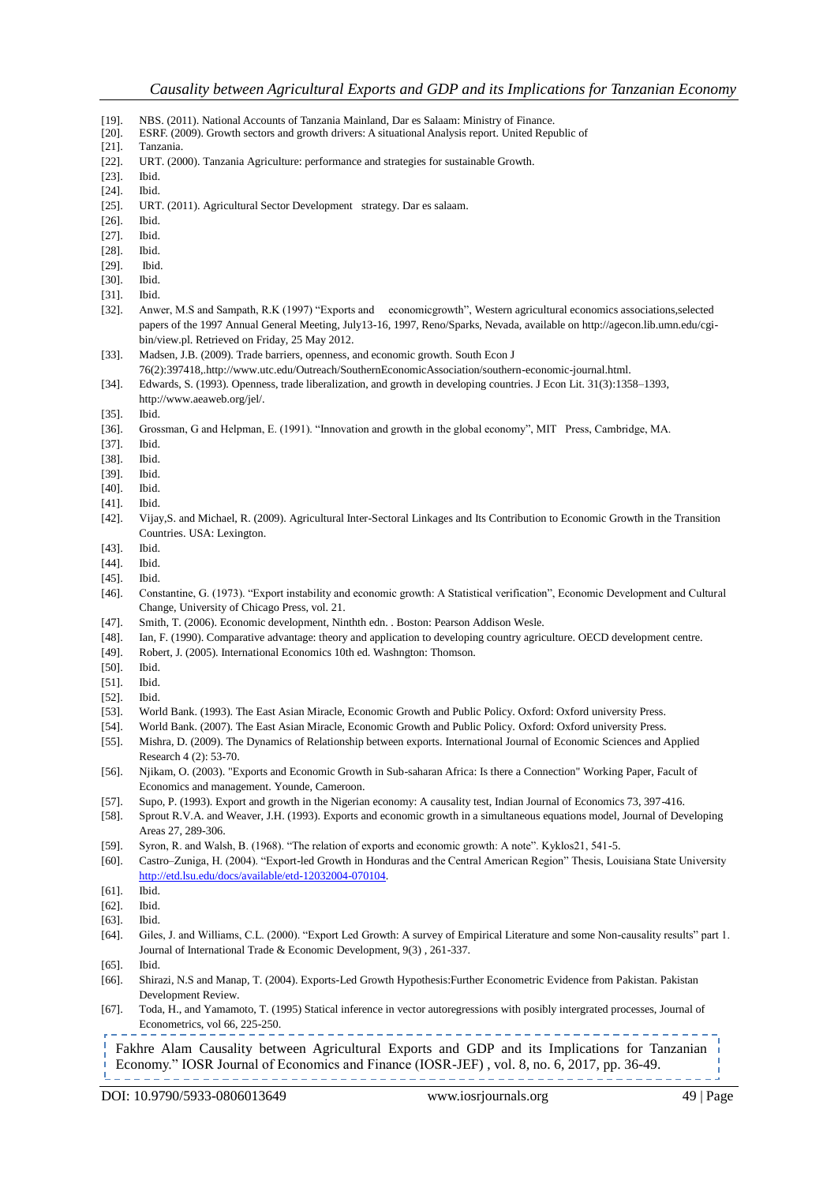[19]. NBS. (2011). National Accounts of Tanzania Mainland, Dar es Salaam: Ministry of Finance.
[20]. ESRF. (2009). Growth sectors and growth drivers: A situational Analysis report. United Republic of
[21]. Tanzania.
[22]. URT. (2000). Tanzania Agriculture: performance and strategies for sustainable Growth.
[23]. Ibid.
[24]. Ibid.
[25]. URT. (2011). Agricultural Sector Development strategy. Dar es salaam.
[26]. Ibid.
[27]. Ibid.
[28]. Ibid.
[29]. Ibid.
[30]. Ibid.
[31]. Ibid.
[32]. Anwer, M.S and Sampath, R.K (1997) "Exports and economicgrowth", Western agricultural economics associations,selected papers of the 1997 Annual General Meeting, July13-16, 1997, Reno/Sparks, Nevada, available on http://agecon.lib.umn.edu/cgi-bin/view.pl. Retrieved on Friday, 25 May 2012.
[33]. Madsen, J.B. (2009). Trade barriers, openness, and economic growth. South Econ J 76(2):397418,.http://www.utc.edu/Outreach/SouthernEconomicAssociation/southern-economic-journal.html.
[34]. Edwards, S. (1993). Openness, trade liberalization, and growth in developing countries. J Econ Lit. 31(3):1358–1393, http://www.aeaweb.org/jel/.
[35]. Ibid.
[36]. Grossman, G and Helpman, E. (1991). "Innovation and growth in the global economy", MIT Press, Cambridge, MA.
[37]. Ibid.
[38]. Ibid.
[39]. Ibid.
[40]. Ibid.
[41]. Ibid.
[42]. Vijay,S. and Michael, R. (2009). Agricultural Inter-Sectoral Linkages and Its Contribution to Economic Growth in the Transition Countries. USA: Lexington.
[43]. Ibid.
[44]. Ibid.
[45]. Ibid.
[46]. Constantine, G. (1973). "Export instability and economic growth: A Statistical verification", Economic Development and Cultural Change, University of Chicago Press, vol. 21.
[47]. Smith, T. (2006). Economic development, Ninthth edn. . Boston: Pearson Addison Wesle.
[48]. Ian, F. (1990). Comparative advantage: theory and application to developing country agriculture. OECD development centre.
[49]. Robert, J. (2005). International Economics 10th ed. Washngton: Thomson.
[50]. Ibid.
[51]. Ibid.
[52]. Ibid.
[53]. World Bank. (1993). The East Asian Miracle, Economic Growth and Public Policy. Oxford: Oxford university Press.
[54]. World Bank. (2007). The East Asian Miracle, Economic Growth and Public Policy. Oxford: Oxford university Press.
[55]. Mishra, D. (2009). The Dynamics of Relationship between exports. International Journal of Economic Sciences and Applied Research 4 (2): 53-70.
[56]. Njikam, O. (2003). "Exports and Economic Growth in Sub-saharan Africa: Is there a Connection" Working Paper, Facult of Economics and management. Younde, Cameroon.
[57]. Supo, P. (1993). Export and growth in the Nigerian economy: A causality test, Indian Journal of Economics 73, 397-416.
[58]. Sprout R.V.A. and Weaver, J.H. (1993). Exports and economic growth in a simultaneous equations model, Journal of Developing Areas 27, 289-306.
[59]. Syron, R. and Walsh, B. (1968). "The relation of exports and economic growth: A note". Kyklos21, 541-5.
[60]. Castro–Zuniga, H. (2004). "Export-led Growth in Honduras and the Central American Region" Thesis, Louisiana State University http://etd.lsu.edu/docs/available/etd-12032004-070104.
[61]. Ibid.
[62]. Ibid.
[63]. Ibid.
[64]. Giles, J. and Williams, C.L. (2000). "Export Led Growth: A survey of Empirical Literature and some Non-causality results" part 1. Journal of International Trade & Economic Development, 9(3) , 261-337.
[65]. Ibid.
[66]. Shirazi, N.S and Manap, T. (2004). Exports-Led Growth Hypothesis:Further Econometric Evidence from Pakistan. Pakistan Development Review.
[67]. Toda, H., and Yamamoto, T. (1995) Statical inference in vector autoregressions with posibly intergrated processes, Journal of Econometrics, vol 66, 225-250.

Fakhre Alam Causality between Agricultural Exports and GDP and its Implications for Tanzanian Economy." IOSR Journal of Economics and Finance (IOSR-JEF) , vol. 8, no. 6, 2017, pp. 36-49.